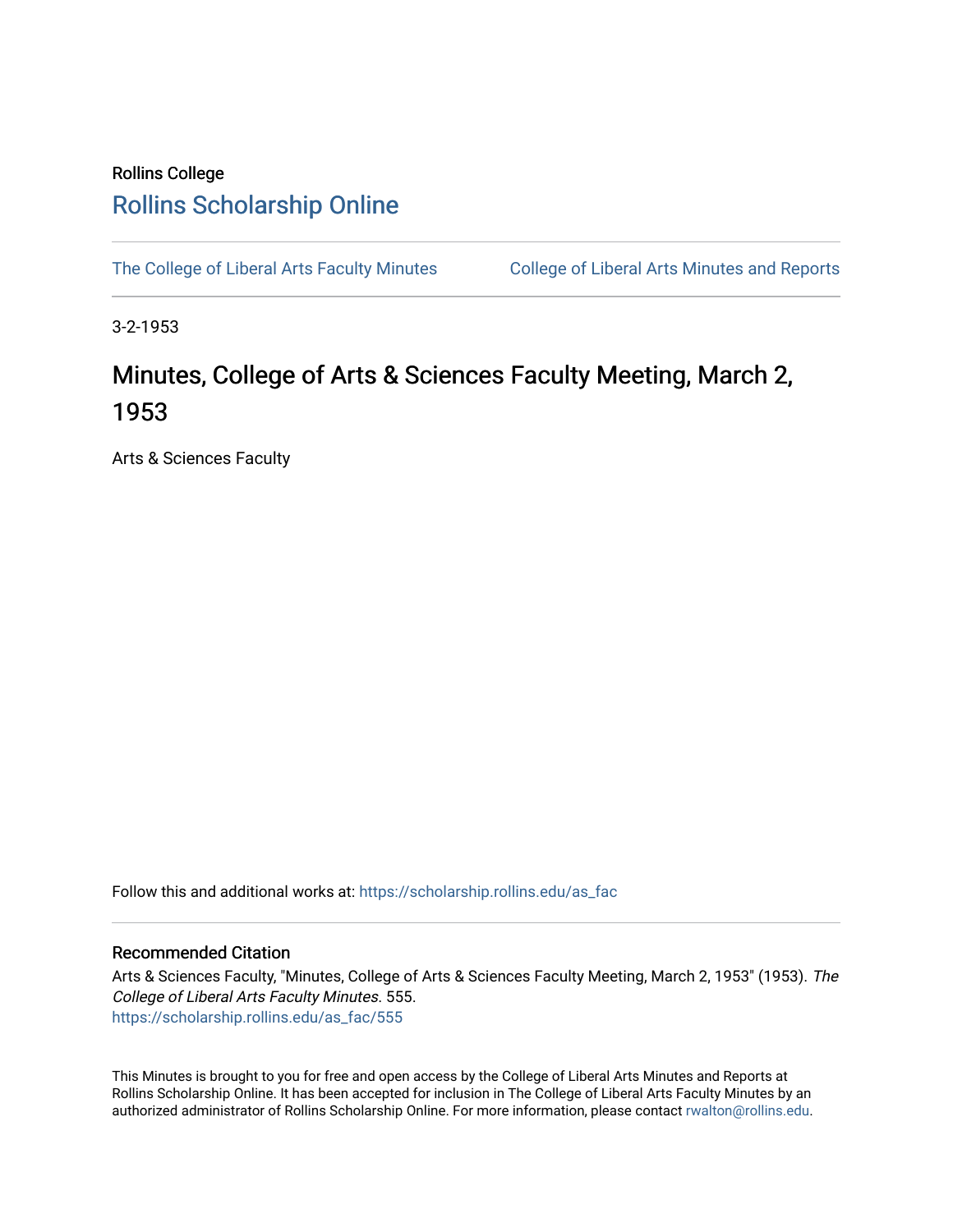Rollins College

# Rollins Scholarship Online

The College of Liberal Arts Faculty Minutes

College of Liberal Arts Minutes and Reports

3-2-1953

# Minutes, College of Arts & Sciences Faculty Meeting, March 2, 1953

Arts & Sciences Faculty

Follow this and additional works at: https://scholarship.rollins.edu/as_fac

## Recommended Citation

Arts & Sciences Faculty, "Minutes, College of Arts & Sciences Faculty Meeting, March 2, 1953" (1953). *The College of Liberal Arts Faculty Minutes*. 555.
https://scholarship.rollins.edu/as_fac/555

This Minutes is brought to you for free and open access by the College of Liberal Arts Minutes and Reports at Rollins Scholarship Online. It has been accepted for inclusion in The College of Liberal Arts Faculty Minutes by an authorized administrator of Rollins Scholarship Online. For more information, please contact rwalton@rollins.edu.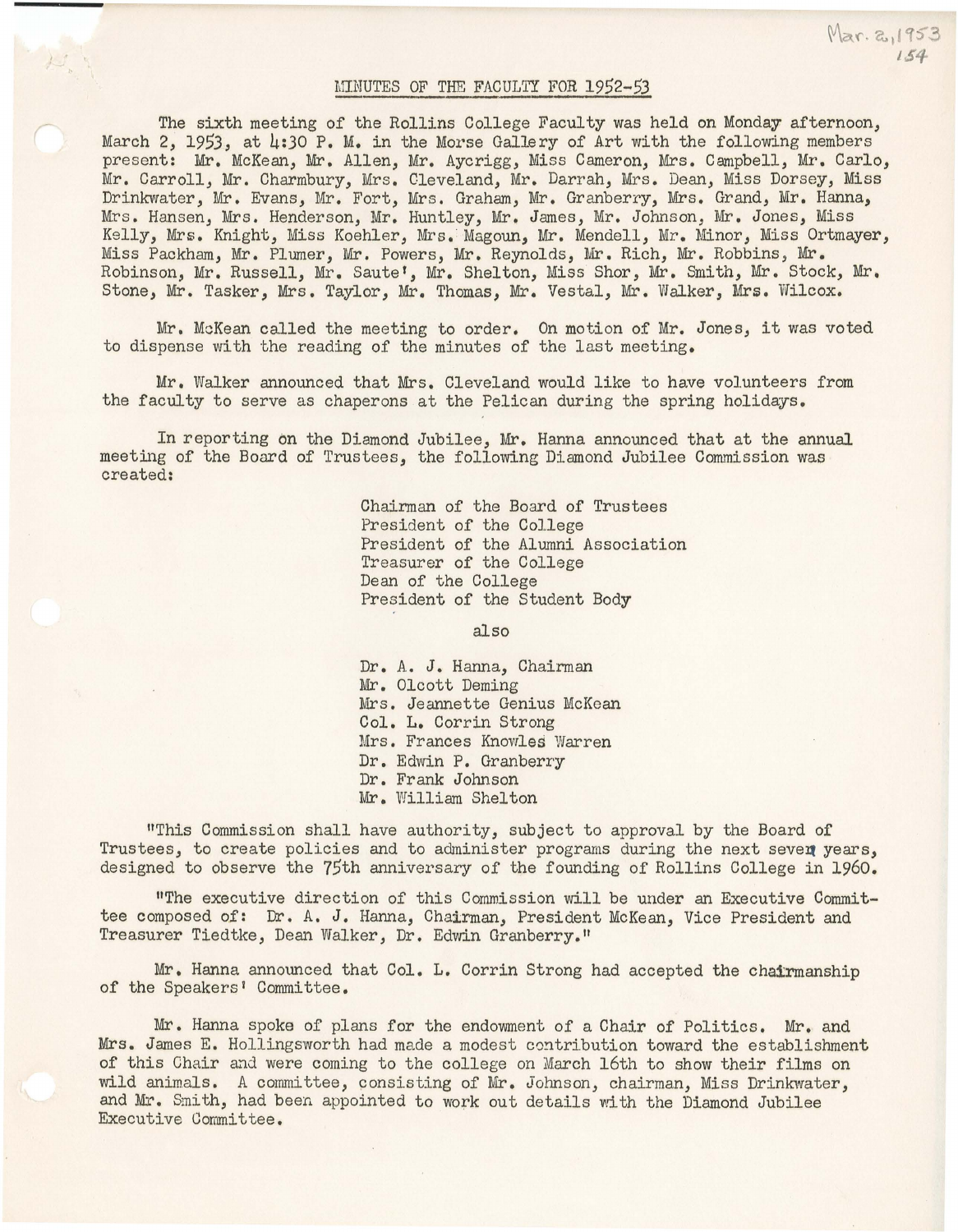Mar. 2, 1953

# MINUTES OF THE FACULTY FOR 1952-53

The sixth meeting of the Rollins College Faculty was held on Monday afternoon, March 2, 1953, at 4:30 P. M. in the Morse Gallery of Art with the following members present: Mr. McKean, Mr. Allen, Mr. Aycrigg, Miss Cameron, Mrs. Campbell, Mr. Carlo, Mr. Carroll, Mr. Charmbury, Mrs. Cleveland, Mr. Darrah, Mrs. Dean, Miss Dorsey, Miss Drinkwater, Mr. Evans, Mr. Fort, Mrs. Graham, Mr. Granberry, Mrs. Grand, Mr. Hanna, Mrs. Hansen, Mrs. Henderson, Mr. Huntley, Mr. James, Mr. Johnson, Mr. Jones, Miss Kelly, Mrs. Knight, Miss Koehler, Mrs. Magoun, Mr. Mendell, Mr. Minor, Miss Ortmayer, Miss Packham, Mr. Plumer, Mr. Powers, Mr. Reynolds, Mr. Rich, Mr. Robbins, Mr. Robinson, Mr. Russell, Mr. Saute', Mr. Shelton, Miss Shor, Mr. Smith, Mr. Stock, Mr. Stone, Mr. Tasker, Mrs. Taylor, Mr. Thomas, Mr. Vestal, Mr. Walker, Mrs. Wilcox.

Mr. McKean called the meeting to order. On motion of Mr. Jones, it was voted to dispense with the reading of the minutes of the last meeting.

Mr. Walker announced that Mrs. Cleveland would like to have volunteers from the faculty to serve as chaperons at the Pelican during the spring holidays.

In reporting on the Diamond Jubilee, Mr. Hanna announced that at the annual meeting of the Board of Trustees, the following Diamond Jubilee Commission was created:

> Chairman of the Board of Trustees
> President of the College
> President of the Alumni Association
> Treasurer of the College
> Dean of the College
> President of the Student Body
>
> also
>
> Dr. A. J. Hanna, Chairman
> Mr. Olcott Deming
> Mrs. Jeannette Genius McKean
> Col. L. Corrin Strong
> Mrs. Frances Knowles Warren
> Dr. Edwin P. Granberry
> Dr. Frank Johnson
> Mr. William Shelton

"This Commission shall have authority, subject to approval by the Board of Trustees, to create policies and to administer programs during the next seven years, designed to observe the 75th anniversary of the founding of Rollins College in 1960.

"The executive direction of this Commission will be under an Executive Committee composed of: Dr. A. J. Hanna, Chairman, President McKean, Vice President and Treasurer Tiedtke, Dean Walker, Dr. Edwin Granberry."

Mr. Hanna announced that Col. L. Corrin Strong had accepted the chairmanship of the Speakers' Committee.

Mr. Hanna spoke of plans for the endowment of a Chair of Politics. Mr. and Mrs. James E. Hollingsworth had made a modest contribution toward the establishment of this Chair and were coming to the college on March 16th to show their films on wild animals. A committee, consisting of Mr. Johnson, chairman, Miss Drinkwater, and Mr. Smith, had been appointed to work out details with the Diamond Jubilee Executive Committee.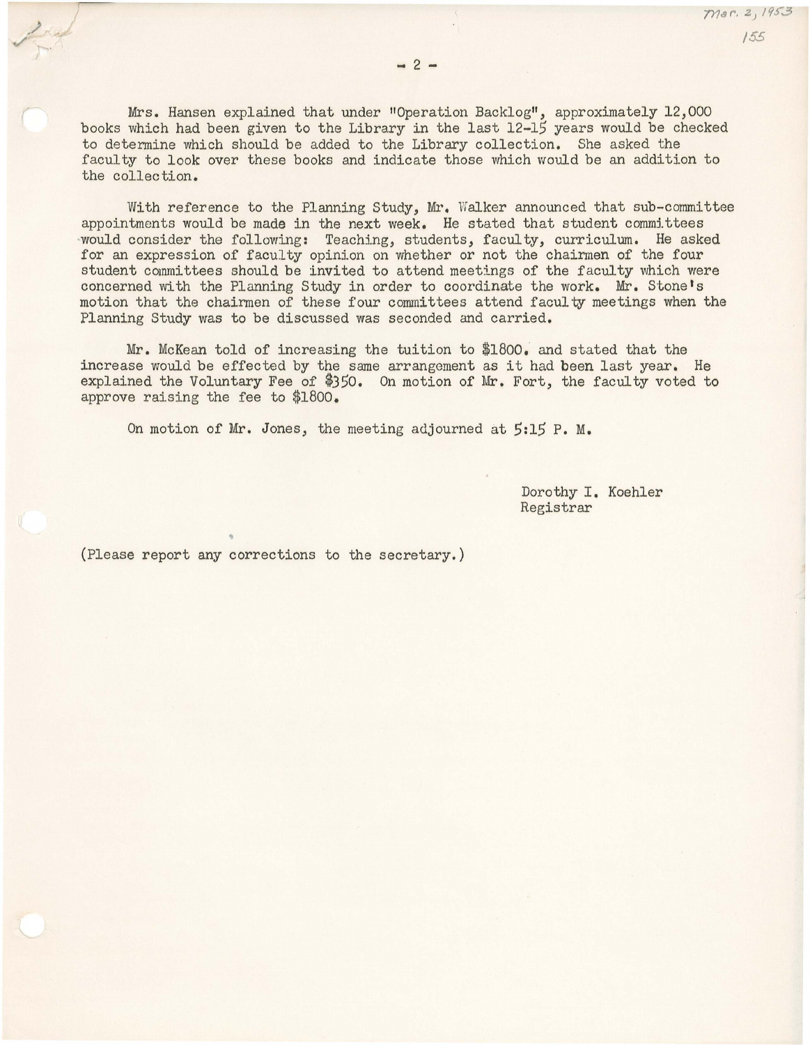Mrs. Hansen explained that under "Operation Backlog", approximately 12,000 books which had been given to the Library in the last 12-15 years would be checked to determine which should be added to the Library collection. She asked the faculty to look over these books and indicate those which would be an addition to the collection.

With reference to the Planning Study, Mr. Walker announced that sub-committee appointments would be made in the next week. He stated that student committees would consider the following: Teaching, students, faculty, curriculum. He asked for an expression of faculty opinion on whether or not the chairmen of the four student committees should be invited to attend meetings of the faculty which were concerned with the Planning Study in order to coordinate the work. Mr. Stone's motion that the chairmen of these four committees attend faculty meetings when the Planning Study was to be discussed was seconded and carried.

Mr. McKean told of increasing the tuition to $1800. and stated that the increase would be effected by the same arrangement as it had been last year. He explained the Voluntary Fee of $350. On motion of Mr. Fort, the faculty voted to approve raising the fee to $1800.

On motion of Mr. Jones, the meeting adjourned at 5:15 P. M.

Dorothy I. Koehler
Registrar

(Please report any corrections to the secretary.)